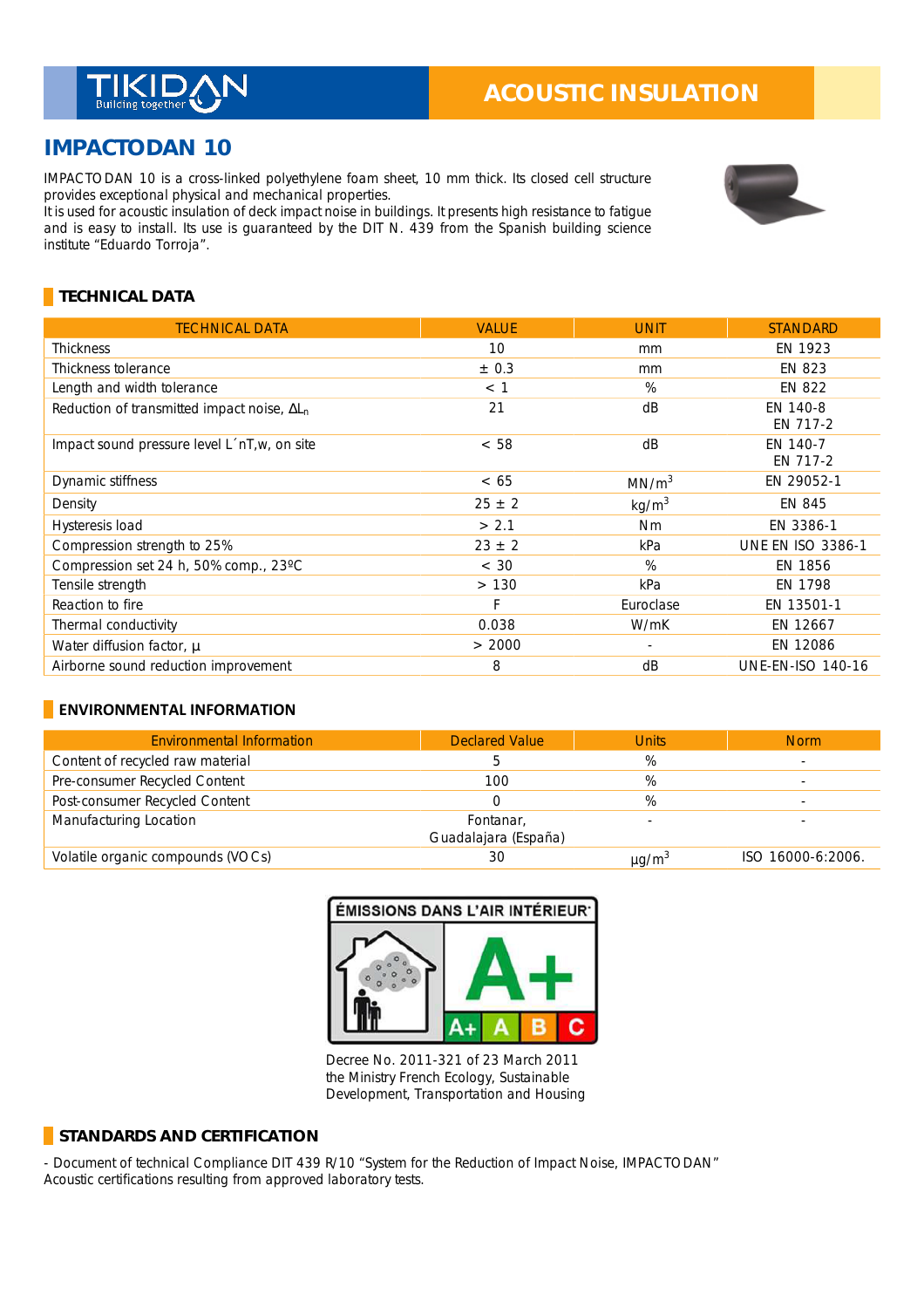TIKIDAN Building together

ACOUSTIC INSULATION

# IMPACTODAN 10

IMPACTODAN 10 is a cross-linked polyethylene foam sheet, 10 mm thick. Its closed cell structure provides exceptional physical and mechanical properties.
It is used for acoustic insulation of deck impact noise in buildings. It presents high resistance to fatigue and is easy to install. Its use is guaranteed by the DIT N. 439 from the Spanish building science institute "Eduardo Torroja".

## TECHNICAL DATA

| TECHNICAL DATA | VALUE | UNIT | STANDARD |
|---|---|---|---|
| Thickness | 10 | mm | EN 1923 |
| Thickness tolerance | ± 0.3 | mm | EN 823 |
| Length and width tolerance | < 1 | % | EN 822 |
| Reduction of transmitted impact noise, $\Delta L_n$ | 21 | dB | EN 140-8<br>EN 717-2 |
| Impact sound pressure level L´nT,w, on site | < 58 | dB | EN 140-7<br>EN 717-2 |
| Dynamic stiffness | < 65 | $MN/m^3$ | EN 29052-1 |
| Density | 25 ± 2 | $kg/m^3$ | EN 845 |
| Hysteresis load | > 2.1 | Nm | EN 3386-1 |
| Compression strength to 25% | 23 ± 2 | kPa | UNE EN ISO 3386-1 |
| Compression set 24 h, 50% comp., 23ºC | < 30 | % | EN 1856 |
| Tensile strength | > 130 | kPa | EN 1798 |
| Reaction to fire | F | Euroclase | EN 13501-1 |
| Thermal conductivity | 0.038 | W/mK | EN 12667 |
| Water diffusion factor, µ | > 2000 | - | EN 12086 |
| Airborne sound reduction improvement | 8 | dB | UNE-EN-ISO 140-16 |

## ENVIRONMENTAL INFORMATION

| Environmental Information | Declared Value | Units | Norm |
|---|---|---|---|
| Content of recycled raw material | 5 | % | - |
| Pre-consumer Recycled Content | 100 | % | - |
| Post-consumer Recycled Content | 0 | % | - |
| Manufacturing Location | Fontanar, Guadalajara (España) | - | - |
| Volatile organic compounds (VOCs) | 30 | $\mu g/m^3$ | ISO 16000-6:2006. |

ÉMISSIONS DANS L'AIR INTÉRIEUR

A+

Decree No. 2011-321 of 23 March 2011 the Ministry French Ecology, Sustainable Development, Transportation and Housing

## STANDARDS AND CERTIFICATION

- Document of technical Compliance DIT 439 R/10 "System for the Reduction of Impact Noise, IMPACTODAN"
Acoustic certifications resulting from approved laboratory tests.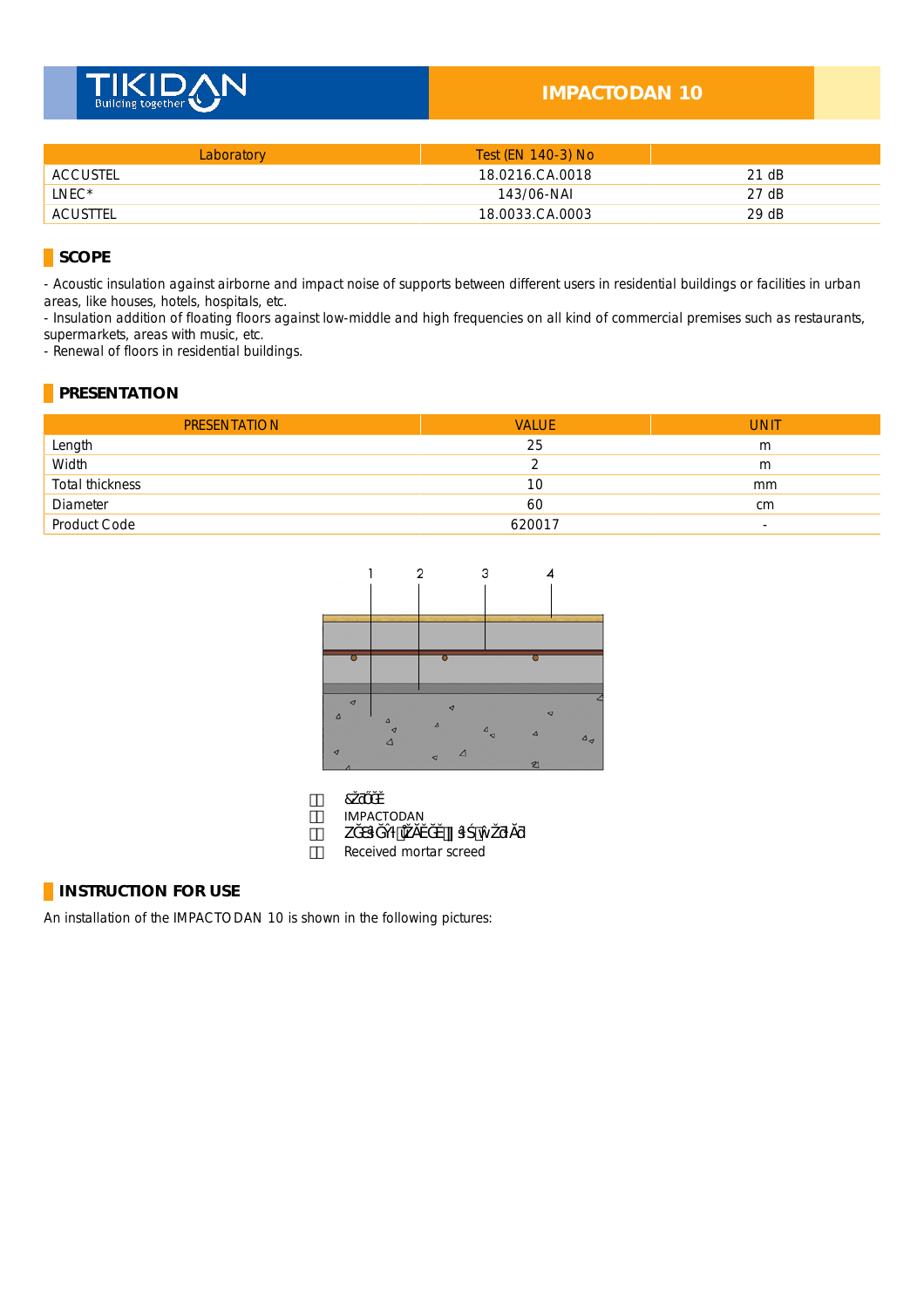# IMPACTODAN 10

| Laboratory | Test (EN 140-3) No | |
|---|---|---|
| ACCUSTEL | 18.0216.CA.0018 | 21 dB |
| LNEC* | 143/06-NAI | 27 dB |
| ACUSTTEL | 18.0033.CA.0003 | 29 dB |

## SCOPE

- Acoustic insulation against airborne and impact noise of supports between different users in residential buildings or facilities in urban areas, like houses, hotels, hospitals, etc.
- Insulation addition of floating floors against low-middle and high frequencies on all kind of commercial premises such as restaurants, supermarkets, areas with music, etc.
- Renewal of floors in residential buildings.

## PRESENTATION

| PRESENTATION | VALUE | UNIT |
|---|---|---|
| Length | 25 | m |
| Width | 2 | m |
| Total thickness | 10 | mm |
| Diameter | 60 | cm |
| Product Code | 620017 | - |

1 2 3 4

 &ůŽŽƌ
 IMPACTODAN
 ZĞŝŶĨŽƌĐĞĚ ŵŽƌƚĂƌ
 Received mortar screed

## INSTRUCTION FOR USE

An installation of the IMPACTODAN 10 is shown in the following pictures: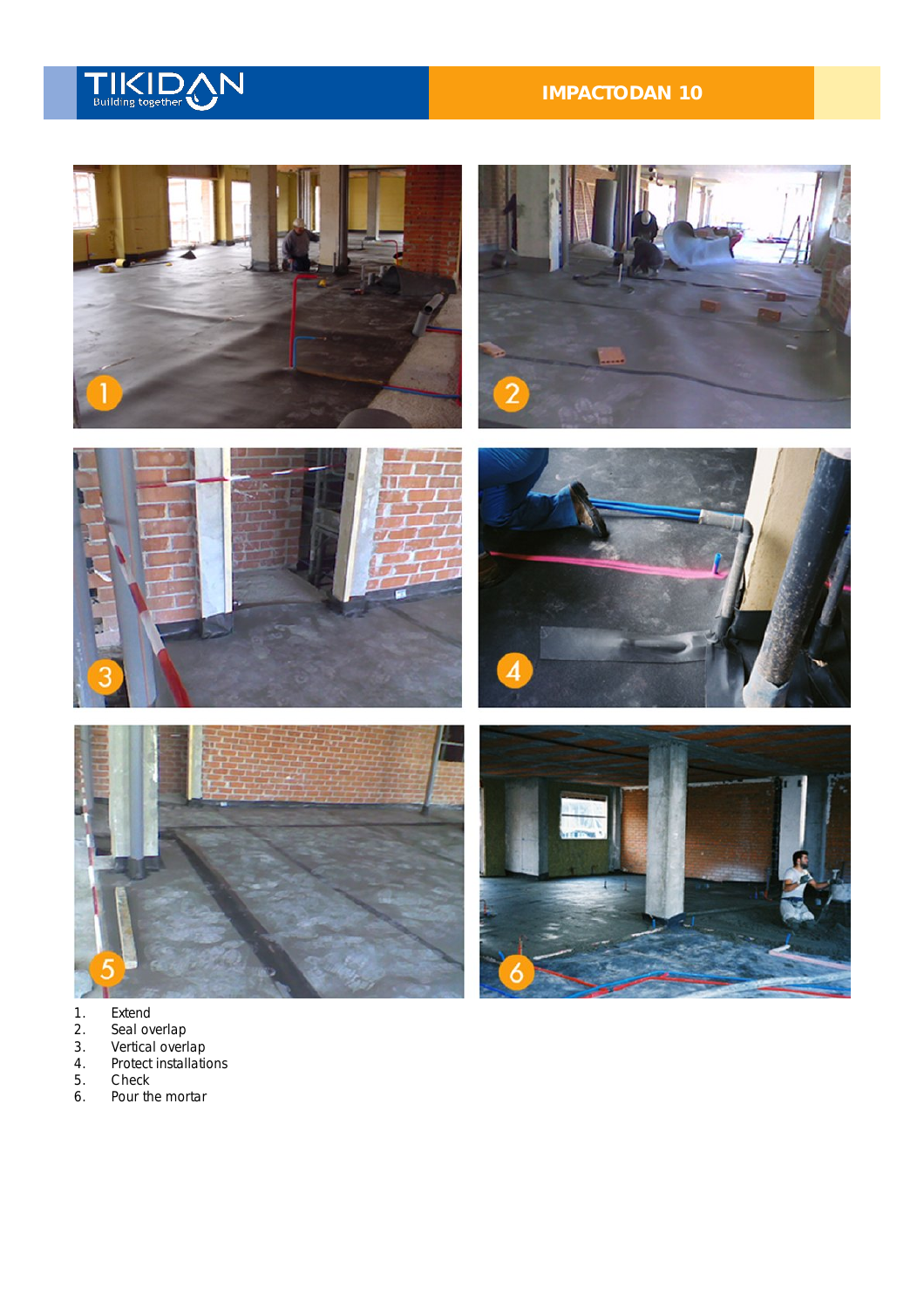1. Extend
2. Seal overlap
3. Vertical overlap
4. Protect installations
5. Check
6. Pour the mortar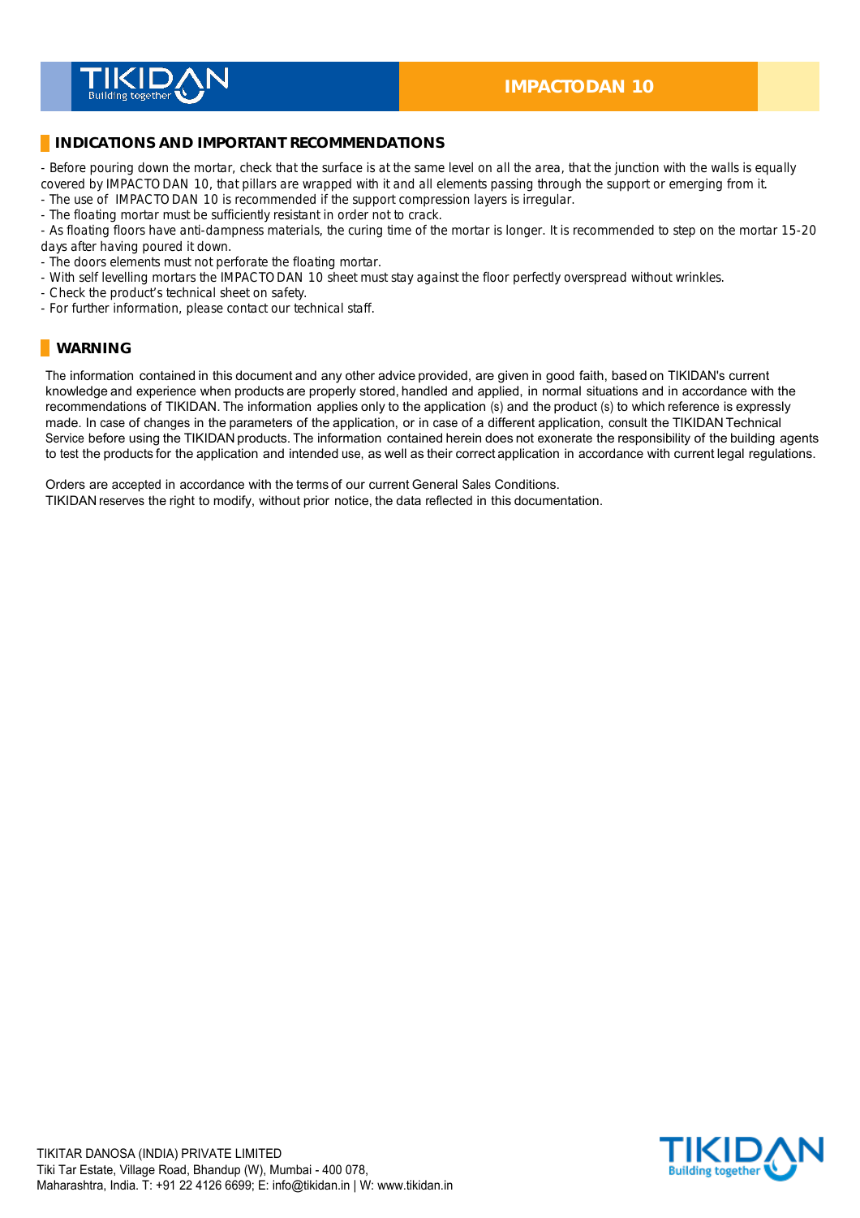## INDICATIONS AND IMPORTANT RECOMMENDATIONS

- Before pouring down the mortar, check that the surface is at the same level on all the area, that the junction with the walls is equally covered by IMPACTODAN 10, that pillars are wrapped with it and all elements passing through the support or emerging from it.
- The use of IMPACTODAN 10 is recommended if the support compression layers is irregular.
- The floating mortar must be sufficiently resistant in order not to crack.
- As floating floors have anti-dampness materials, the curing time of the mortar is longer. It is recommended to step on the mortar 15-20 days after having poured it down.
- The doors elements must not perforate the floating mortar.
- With self levelling mortars the IMPACTODAN 10 sheet must stay against the floor perfectly overspread without wrinkles.
- Check the product's technical sheet on safety.
- For further information, please contact our technical staff.

## WARNING

The information contained in this document and any other advice provided, are given in good faith, based on TIKIDAN's current knowledge and experience when products are properly stored, handled and applied, in normal situations and in accordance with the recommendations of TIKIDAN. The information applies only to the application (s) and the product (s) to which reference is expressly made. In case of changes in the parameters of the application, or in case of a different application, consult the TIKIDAN Technical Service before using the TIKIDAN products. The information contained herein does not exonerate the responsibility of the building agents to test the products for the application and intended use, as well as their correct application in accordance with current legal regulations.

Orders are accepted in accordance with the terms of our current General Sales Conditions.
TIKIDAN reserves the right to modify, without prior notice, the data reflected in this documentation.

TIKITAR DANOSA (INDIA) PRIVATE LIMITED
Tiki Tar Estate, Village Road, Bhandup (W), Mumbai - 400 078,
Maharashtra, India. T: +91 22 4126 6699; E: info@tikidan.in | W: www.tikidan.in